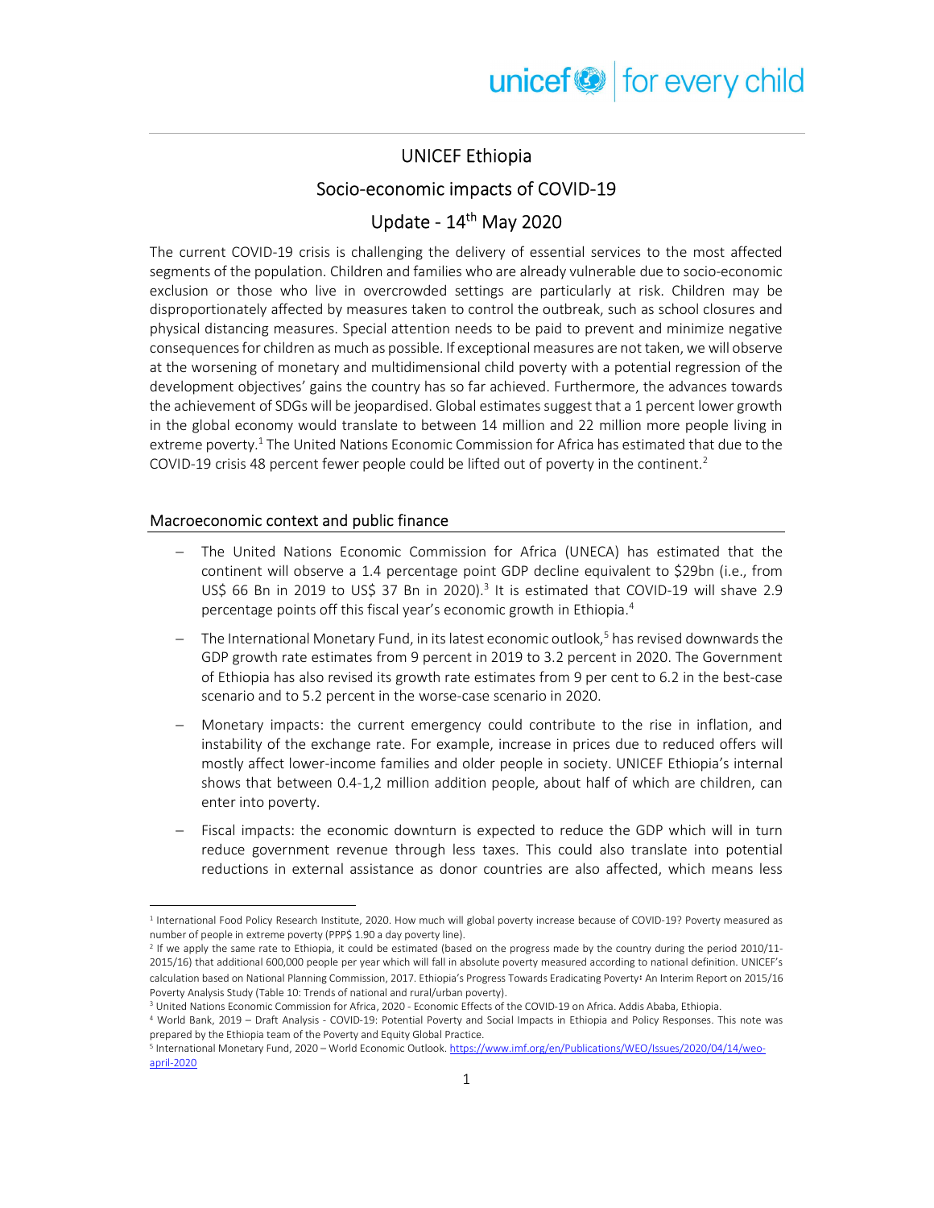# UNICEF Ethiopia

## Socio-economic impacts of COVID-19

## Update - 14th May 2020

The current COVID-19 crisis is challenging the delivery of essential services to the most affected segments of the population. Children and families who are already vulnerable due to socio-economic exclusion or those who live in overcrowded settings are particularly at risk. Children may be disproportionately affected by measures taken to control the outbreak, such as school closures and physical distancing measures. Special attention needs to be paid to prevent and minimize negative consequences for children as much as possible. If exceptional measures are not taken, we will observe at the worsening of monetary and multidimensional child poverty with a potential regression of the development objectives' gains the country has so far achieved. Furthermore, the advances towards the achievement of SDGs will be jeopardised. Global estimates suggest that a 1 percent lower growth in the global economy would translate to between 14 million and 22 million more people living in extreme poverty.[1] The United Nations Economic Commission for Africa has estimated that due to the COVID-19 crisis 48 percent fewer people could be lifted out of poverty in the continent.[2]

### Macroeconomic context and public finance

- The United Nations Economic Commission for Africa (UNECA) has estimated that the continent will observe a 1.4 percentage point GDP decline equivalent to $29bn (i.e., from US$ 66 Bn in 2019 to US$ 37 Bn in 2020).[3] It is estimated that COVID-19 will shave 2.9 percentage points off this fiscal year's economic growth in Ethiopia.[4]
- The International Monetary Fund, in its latest economic outlook,[5] has revised downwards the GDP growth rate estimates from 9 percent in 2019 to 3.2 percent in 2020. The Government of Ethiopia has also revised its growth rate estimates from 9 per cent to 6.2 in the best-case scenario and to 5.2 percent in the worse-case scenario in 2020.
- Monetary impacts: the current emergency could contribute to the rise in inflation, and instability of the exchange rate. For example, increase in prices due to reduced offers will mostly affect lower-income families and older people in society. UNICEF Ethiopia's internal shows that between 0.4-1,2 million addition people, about half of which are children, can enter into poverty.
- Fiscal impacts: the economic downturn is expected to reduce the GDP which will in turn reduce government revenue through less taxes. This could also translate into potential reductions in external assistance as donor countries are also affected, which means less

---

[1] International Food Policy Research Institute, 2020. How much will global poverty increase because of COVID-19? Poverty measured as number of people in extreme poverty (PPP$ 1.90 a day poverty line).

[2] If we apply the same rate to Ethiopia, it could be estimated (based on the progress made by the country during the period 2010/11-2015/16) that additional 600,000 people per year which will fall in absolute poverty measured according to national definition. UNICEF's calculation based on National Planning Commission, 2017. Ethiopia's Progress Towards Eradicating Poverty: An Interim Report on 2015/16 Poverty Analysis Study (Table 10: Trends of national and rural/urban poverty).

[3] United Nations Economic Commission for Africa, 2020 - Economic Effects of the COVID-19 on Africa. Addis Ababa, Ethiopia.

[4] World Bank, 2019 – Draft Analysis - COVID-19: Potential Poverty and Social Impacts in Ethiopia and Policy Responses. This note was prepared by the Ethiopia team of the Poverty and Equity Global Practice.

[5] International Monetary Fund, 2020 – World Economic Outlook. https://www.imf.org/en/Publications/WEO/Issues/2020/04/14/weo-april-2020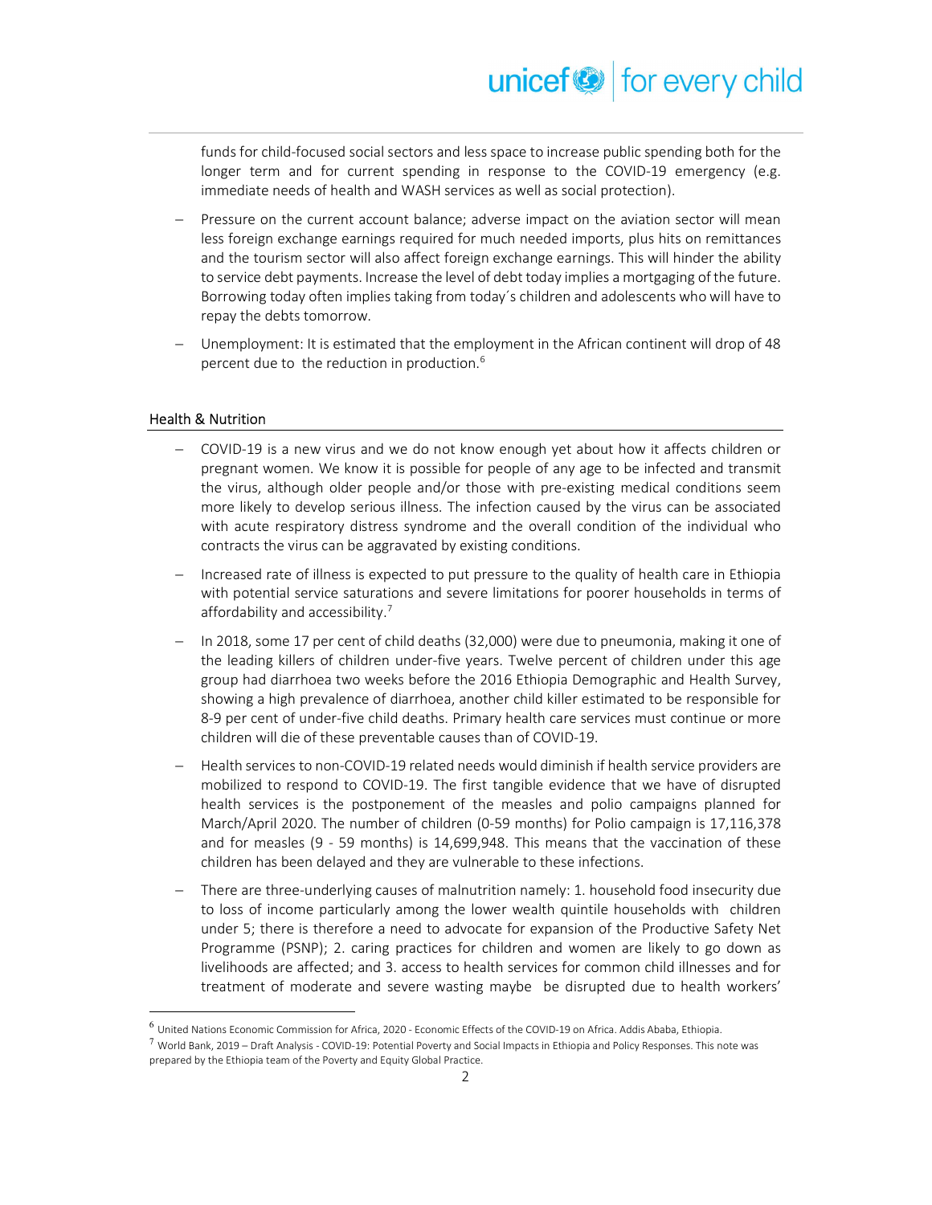funds for child-focused social sectors and less space to increase public spending both for the longer term and for current spending in response to the COVID-19 emergency (e.g. immediate needs of health and WASH services as well as social protection).

- Pressure on the current account balance; adverse impact on the aviation sector will mean less foreign exchange earnings required for much needed imports, plus hits on remittances and the tourism sector will also affect foreign exchange earnings. This will hinder the ability to service debt payments. Increase the level of debt today implies a mortgaging of the future. Borrowing today often implies taking from today´s children and adolescents who will have to repay the debts tomorrow.
- Unemployment: It is estimated that the employment in the African continent will drop of 48 percent due to the reduction in production.[6]

## Health & Nutrition

- COVID-19 is a new virus and we do not know enough yet about how it affects children or pregnant women. We know it is possible for people of any age to be infected and transmit the virus, although older people and/or those with pre-existing medical conditions seem more likely to develop serious illness. The infection caused by the virus can be associated with acute respiratory distress syndrome and the overall condition of the individual who contracts the virus can be aggravated by existing conditions.
- Increased rate of illness is expected to put pressure to the quality of health care in Ethiopia with potential service saturations and severe limitations for poorer households in terms of affordability and accessibility.[7]
- In 2018, some 17 per cent of child deaths (32,000) were due to pneumonia, making it one of the leading killers of children under-five years. Twelve percent of children under this age group had diarrhoea two weeks before the 2016 Ethiopia Demographic and Health Survey, showing a high prevalence of diarrhoea, another child killer estimated to be responsible for 8-9 per cent of under-five child deaths. Primary health care services must continue or more children will die of these preventable causes than of COVID-19.
- Health services to non-COVID-19 related needs would diminish if health service providers are mobilized to respond to COVID-19. The first tangible evidence that we have of disrupted health services is the postponement of the measles and polio campaigns planned for March/April 2020. The number of children (0-59 months) for Polio campaign is 17,116,378 and for measles (9 - 59 months) is 14,699,948. This means that the vaccination of these children has been delayed and they are vulnerable to these infections.
- There are three-underlying causes of malnutrition namely: 1. household food insecurity due to loss of income particularly among the lower wealth quintile households with children under 5; there is therefore a need to advocate for expansion of the Productive Safety Net Programme (PSNP); 2. caring practices for children and women are likely to go down as livelihoods are affected; and 3. access to health services for common child illnesses and for treatment of moderate and severe wasting maybe be disrupted due to health workers'

[6] United Nations Economic Commission for Africa, 2020 - Economic Effects of the COVID-19 on Africa. Addis Ababa, Ethiopia.

[7] World Bank, 2019 – Draft Analysis - COVID-19: Potential Poverty and Social Impacts in Ethiopia and Policy Responses. This note was prepared by the Ethiopia team of the Poverty and Equity Global Practice.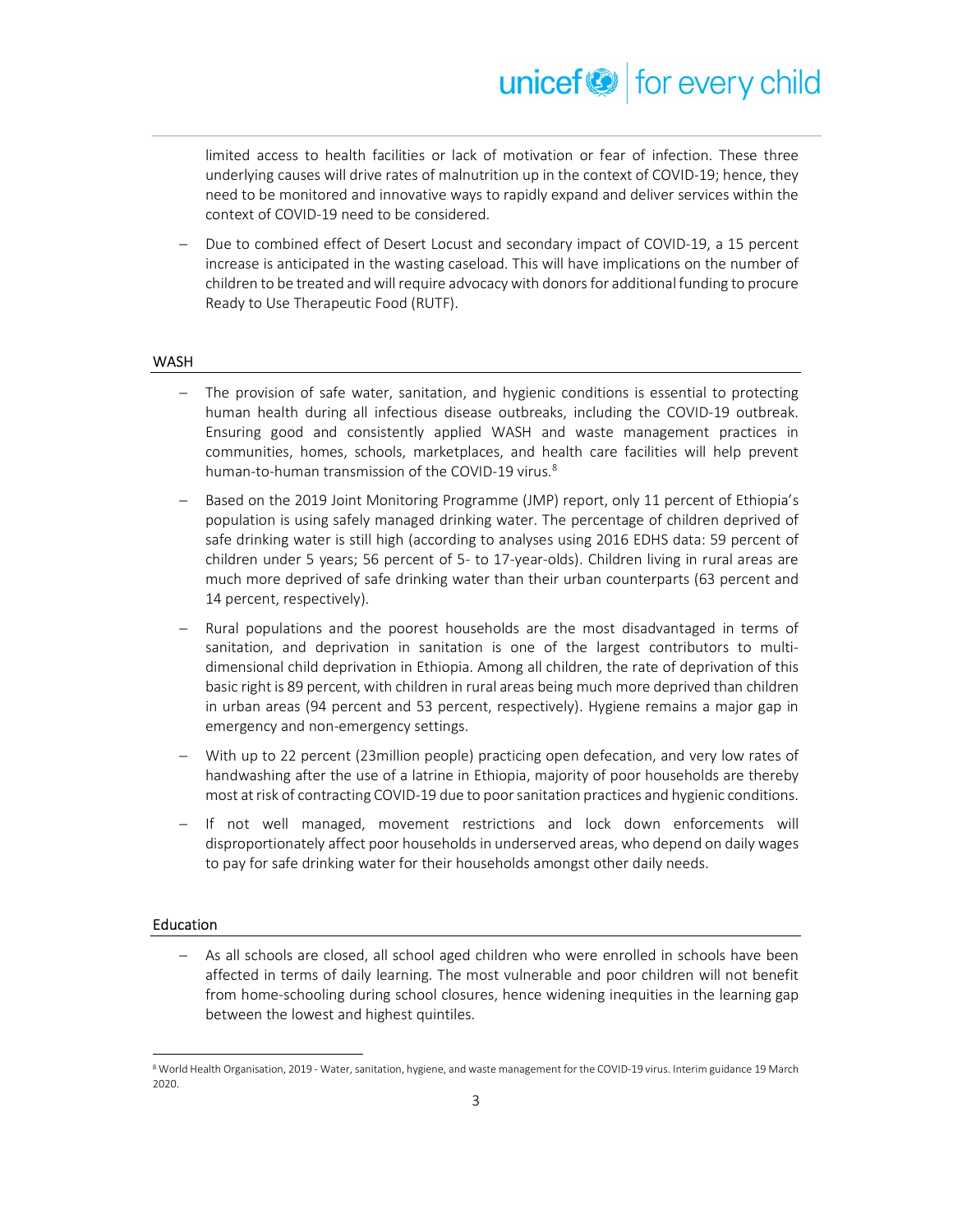limited access to health facilities or lack of motivation or fear of infection. These three underlying causes will drive rates of malnutrition up in the context of COVID-19; hence, they need to be monitored and innovative ways to rapidly expand and deliver services within the context of COVID-19 need to be considered.

- Due to combined effect of Desert Locust and secondary impact of COVID-19, a 15 percent increase is anticipated in the wasting caseload. This will have implications on the number of children to be treated and will require advocacy with donors for additional funding to procure Ready to Use Therapeutic Food (RUTF).

## WASH

- The provision of safe water, sanitation, and hygienic conditions is essential to protecting human health during all infectious disease outbreaks, including the COVID-19 outbreak. Ensuring good and consistently applied WASH and waste management practices in communities, homes, schools, marketplaces, and health care facilities will help prevent human-to-human transmission of the COVID-19 virus.[8]
- Based on the 2019 Joint Monitoring Programme (JMP) report, only 11 percent of Ethiopia's population is using safely managed drinking water. The percentage of children deprived of safe drinking water is still high (according to analyses using 2016 EDHS data: 59 percent of children under 5 years; 56 percent of 5- to 17-year-olds). Children living in rural areas are much more deprived of safe drinking water than their urban counterparts (63 percent and 14 percent, respectively).
- Rural populations and the poorest households are the most disadvantaged in terms of sanitation, and deprivation in sanitation is one of the largest contributors to multi-dimensional child deprivation in Ethiopia. Among all children, the rate of deprivation of this basic right is 89 percent, with children in rural areas being much more deprived than children in urban areas (94 percent and 53 percent, respectively). Hygiene remains a major gap in emergency and non-emergency settings.
- With up to 22 percent (23million people) practicing open defecation, and very low rates of handwashing after the use of a latrine in Ethiopia, majority of poor households are thereby most at risk of contracting COVID-19 due to poor sanitation practices and hygienic conditions.
- If not well managed, movement restrictions and lock down enforcements will disproportionately affect poor households in underserved areas, who depend on daily wages to pay for safe drinking water for their households amongst other daily needs.

## Education

- As all schools are closed, all school aged children who were enrolled in schools have been affected in terms of daily learning. The most vulnerable and poor children will not benefit from home-schooling during school closures, hence widening inequities in the learning gap between the lowest and highest quintiles.

---

[8] World Health Organisation, 2019 - Water, sanitation, hygiene, and waste management for the COVID-19 virus. Interim guidance 19 March 2020.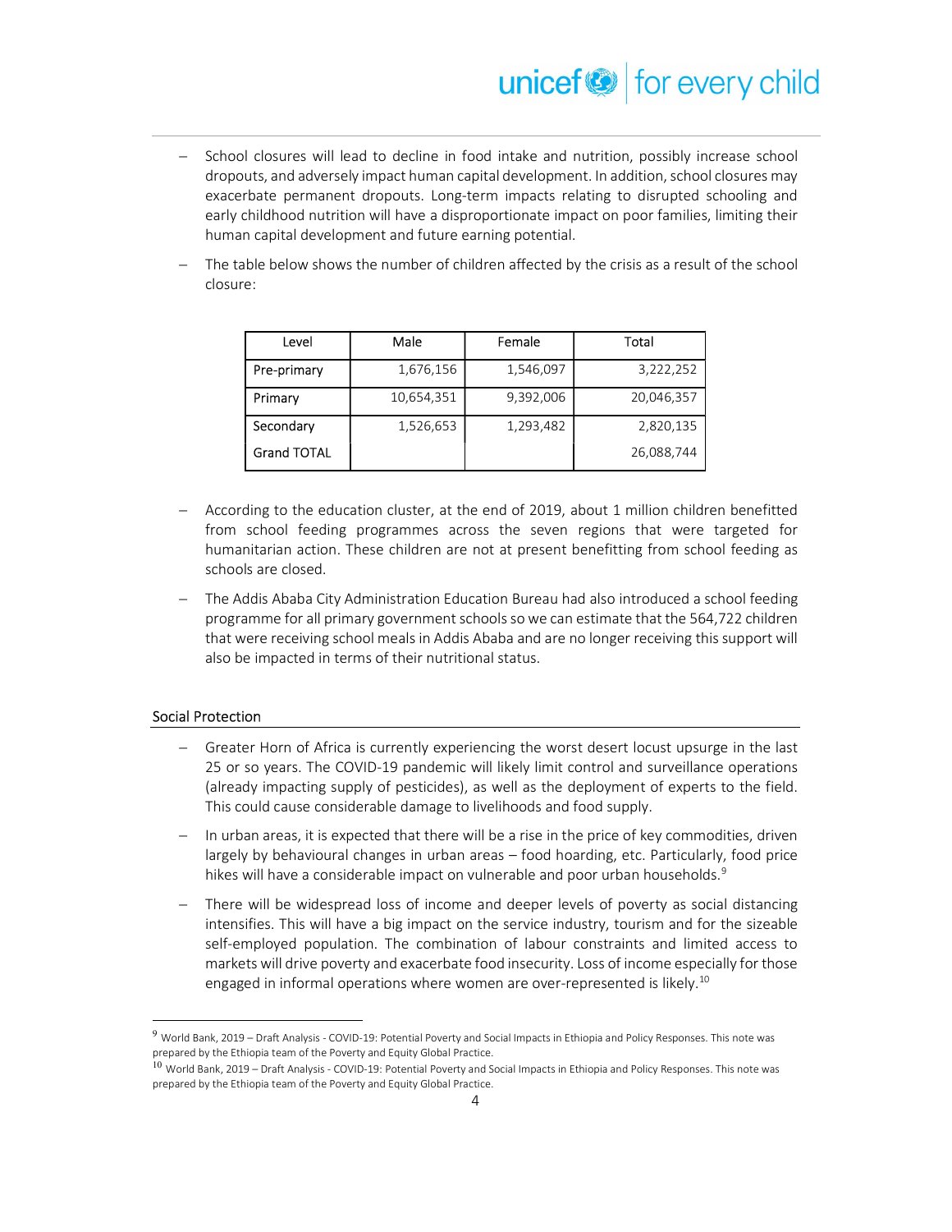- School closures will lead to decline in food intake and nutrition, possibly increase school dropouts, and adversely impact human capital development. In addition, school closures may exacerbate permanent dropouts. Long-term impacts relating to disrupted schooling and early childhood nutrition will have a disproportionate impact on poor families, limiting their human capital development and future earning potential.
- The table below shows the number of children affected by the crisis as a result of the school closure:

| Level | Male | Female | Total |
|---|---|---|---|
| Pre-primary | 1,676,156 | 1,546,097 | 3,222,252 |
| Primary | 10,654,351 | 9,392,006 | 20,046,357 |
| Secondary | 1,526,653 | 1,293,482 | 2,820,135 |
| Grand TOTAL | | | 26,088,744 |

- According to the education cluster, at the end of 2019, about 1 million children benefitted from school feeding programmes across the seven regions that were targeted for humanitarian action. These children are not at present benefitting from school feeding as schools are closed.
- The Addis Ababa City Administration Education Bureau had also introduced a school feeding programme for all primary government schools so we can estimate that the 564,722 children that were receiving school meals in Addis Ababa and are no longer receiving this support will also be impacted in terms of their nutritional status.

## Social Protection

- Greater Horn of Africa is currently experiencing the worst desert locust upsurge in the last 25 or so years. The COVID-19 pandemic will likely limit control and surveillance operations (already impacting supply of pesticides), as well as the deployment of experts to the field. This could cause considerable damage to livelihoods and food supply.
- In urban areas, it is expected that there will be a rise in the price of key commodities, driven largely by behavioural changes in urban areas – food hoarding, etc. Particularly, food price hikes will have a considerable impact on vulnerable and poor urban households.[9]
- There will be widespread loss of income and deeper levels of poverty as social distancing intensifies. This will have a big impact on the service industry, tourism and for the sizeable self-employed population. The combination of labour constraints and limited access to markets will drive poverty and exacerbate food insecurity. Loss of income especially for those engaged in informal operations where women are over-represented is likely.[10]

---

[9] World Bank, 2019 – Draft Analysis - COVID-19: Potential Poverty and Social Impacts in Ethiopia and Policy Responses. This note was prepared by the Ethiopia team of the Poverty and Equity Global Practice.

[10] World Bank, 2019 – Draft Analysis - COVID-19: Potential Poverty and Social Impacts in Ethiopia and Policy Responses. This note was prepared by the Ethiopia team of the Poverty and Equity Global Practice.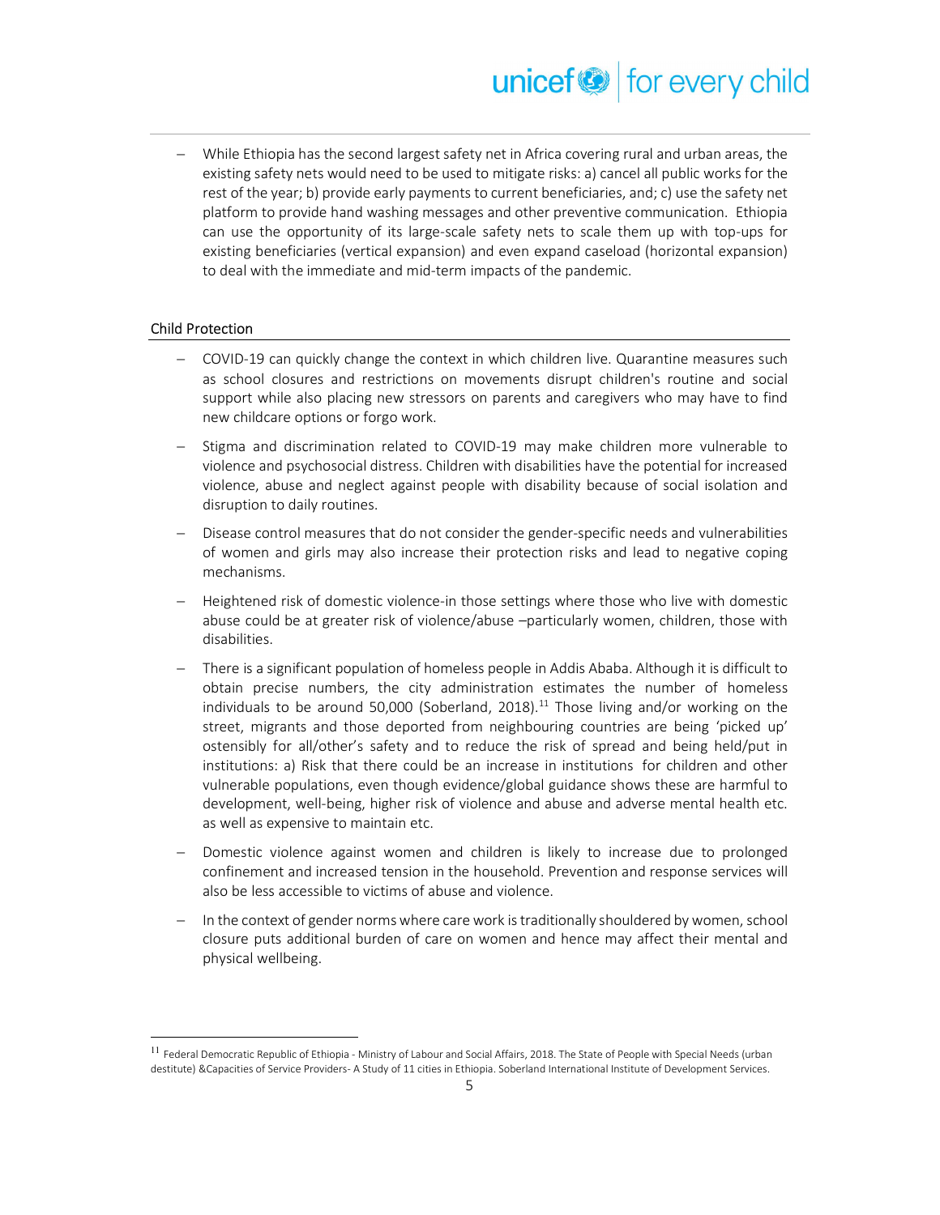- While Ethiopia has the second largest safety net in Africa covering rural and urban areas, the existing safety nets would need to be used to mitigate risks: a) cancel all public works for the rest of the year; b) provide early payments to current beneficiaries, and; c) use the safety net platform to provide hand washing messages and other preventive communication. Ethiopia can use the opportunity of its large-scale safety nets to scale them up with top-ups for existing beneficiaries (vertical expansion) and even expand caseload (horizontal expansion) to deal with the immediate and mid-term impacts of the pandemic.

## Child Protection

- COVID-19 can quickly change the context in which children live. Quarantine measures such as school closures and restrictions on movements disrupt children's routine and social support while also placing new stressors on parents and caregivers who may have to find new childcare options or forgo work.
- Stigma and discrimination related to COVID-19 may make children more vulnerable to violence and psychosocial distress. Children with disabilities have the potential for increased violence, abuse and neglect against people with disability because of social isolation and disruption to daily routines.
- Disease control measures that do not consider the gender-specific needs and vulnerabilities of women and girls may also increase their protection risks and lead to negative coping mechanisms.
- Heightened risk of domestic violence-in those settings where those who live with domestic abuse could be at greater risk of violence/abuse –particularly women, children, those with disabilities.
- There is a significant population of homeless people in Addis Ababa. Although it is difficult to obtain precise numbers, the city administration estimates the number of homeless individuals to be around 50,000 (Soberland, 2018).[11] Those living and/or working on the street, migrants and those deported from neighbouring countries are being 'picked up' ostensibly for all/other's safety and to reduce the risk of spread and being held/put in institutions: a) Risk that there could be an increase in institutions for children and other vulnerable populations, even though evidence/global guidance shows these are harmful to development, well-being, higher risk of violence and abuse and adverse mental health etc. as well as expensive to maintain etc.
- Domestic violence against women and children is likely to increase due to prolonged confinement and increased tension in the household. Prevention and response services will also be less accessible to victims of abuse and violence.
- In the context of gender norms where care work is traditionally shouldered by women, school closure puts additional burden of care on women and hence may affect their mental and physical wellbeing.

---

[11] Federal Democratic Republic of Ethiopia - Ministry of Labour and Social Affairs, 2018. The State of People with Special Needs (urban destitute) &Capacities of Service Providers- A Study of 11 cities in Ethiopia. Soberland International Institute of Development Services.